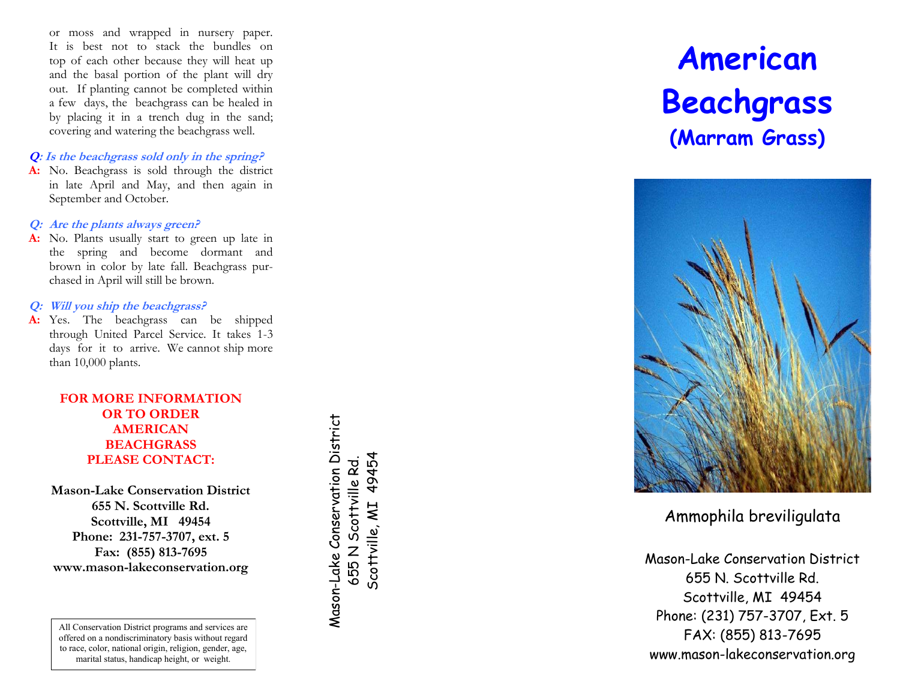or moss and wrapped in nursery paper. It is best not to stack the bundles on top of each other because they will heat up and the basal portion of the plant will dry out. If planting cannot be completed within a few days, the beachgrass can be healed in by placing it in a trench dug in the sand; covering and watering the beachgrass well.

***Q: Is the beachgrass sold only in the spring?***

**A:** No. Beachgrass is sold through the district in late April and May, and then again in September and October.

***Q: Are the plants always green?***

**A:** No. Plants usually start to green up late in the spring and become dormant and brown in color by late fall. Beachgrass purchased in April will still be brown.

***Q: Will you ship the beachgrass?***

**A:** Yes. The beachgrass can be shipped through United Parcel Service. It takes 1-3 days for it to arrive. We cannot ship more than 10,000 plants.

**FOR MORE INFORMATION OR TO ORDER AMERICAN BEACHGRASS PLEASE CONTACT:**

**Mason-Lake Conservation District**
**655 N. Scottville Rd.**
**Scottville, MI 49454**
**Phone: 231-757-3707, ext. 5**
**Fax: (855) 813-7695**
**www.mason-lakeconservation.org**

All Conservation District programs and services are offered on a nondiscriminatory basis without regard to race, color, national origin, religion, gender, age, marital status, handicap height, or weight.

Mason-Lake Conservation District
655 N Scottville Rd.
Scottville, MI 49454

# American Beachgrass
## (Marram Grass)

Ammophila breviligulata

Mason-Lake Conservation District
655 N. Scottville Rd.
Scottville, MI 49454
Phone: (231) 757-3707, Ext. 5
FAX: (855) 813-7695
www.mason-lakeconservation.org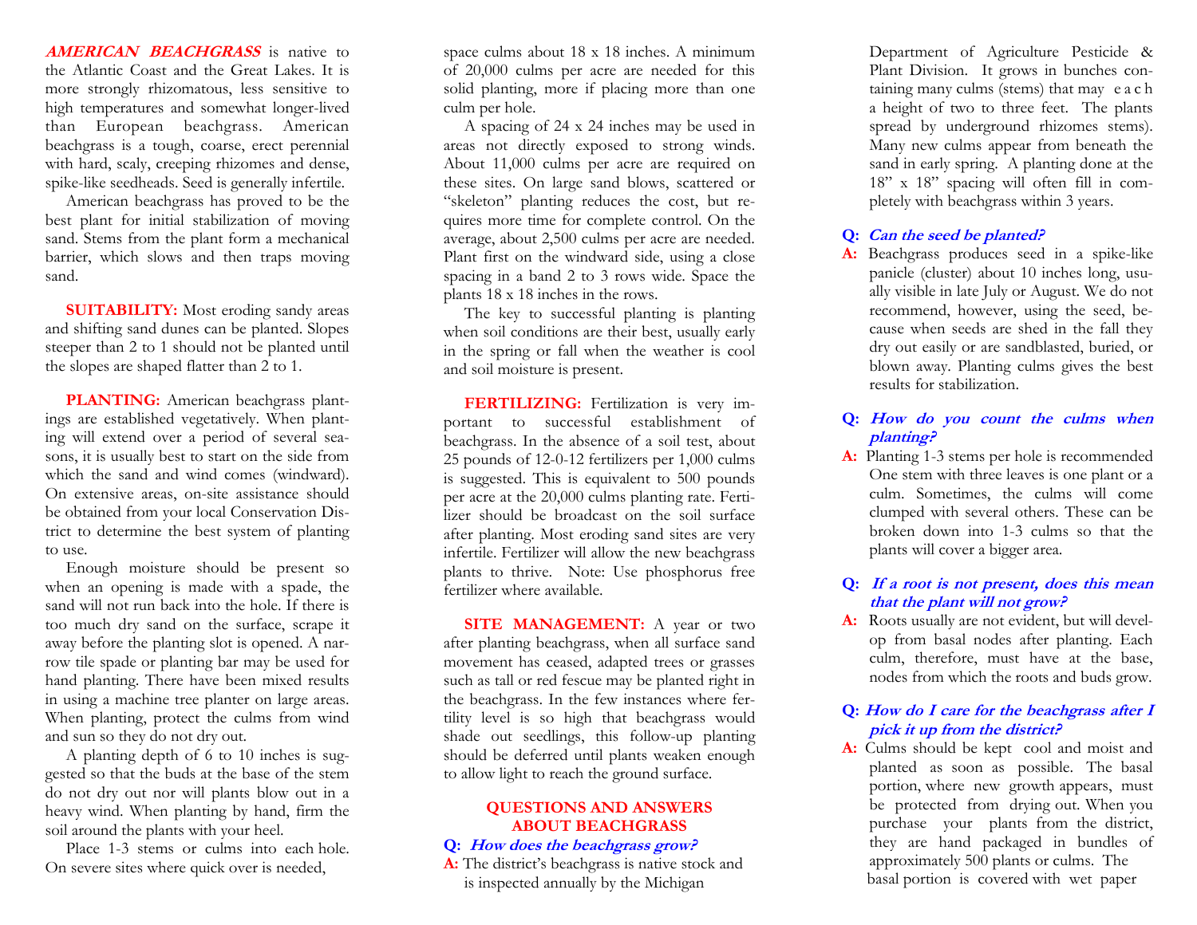***AMERICAN BEACHGRASS*** is native to the Atlantic Coast and the Great Lakes. It is more strongly rhizomatous, less sensitive to high temperatures and somewhat longer-lived than European beachgrass. American beachgrass is a tough, coarse, erect perennial with hard, scaly, creeping rhizomes and dense, spike-like seedheads. Seed is generally infertile.

American beachgrass has proved to be the best plant for initial stabilization of moving sand. Stems from the plant form a mechanical barrier, which slows and then traps moving sand.

**SUITABILITY:** Most eroding sandy areas and shifting sand dunes can be planted. Slopes steeper than 2 to 1 should not be planted until the slopes are shaped flatter than 2 to 1.

**PLANTING:** American beachgrass plantings are established vegetatively. When planting will extend over a period of several seasons, it is usually best to start on the side from which the sand and wind comes (windward). On extensive areas, on-site assistance should be obtained from your local Conservation District to determine the best system of planting to use.

Enough moisture should be present so when an opening is made with a spade, the sand will not run back into the hole. If there is too much dry sand on the surface, scrape it away before the planting slot is opened. A narrow tile spade or planting bar may be used for hand planting. There have been mixed results in using a machine tree planter on large areas. When planting, protect the culms from wind and sun so they do not dry out.

A planting depth of 6 to 10 inches is suggested so that the buds at the base of the stem do not dry out nor will plants blow out in a heavy wind. When planting by hand, firm the soil around the plants with your heel.

Place 1-3 stems or culms into each hole. On severe sites where quick over is needed, space culms about 18 x 18 inches. A minimum of 20,000 culms per acre are needed for this solid planting, more if placing more than one culm per hole.

A spacing of 24 x 24 inches may be used in areas not directly exposed to strong winds. About 11,000 culms per acre are required on these sites. On large sand blows, scattered or "skeleton" planting reduces the cost, but requires more time for complete control. On the average, about 2,500 culms per acre are needed. Plant first on the windward side, using a close spacing in a band 2 to 3 rows wide. Space the plants 18 x 18 inches in the rows.

The key to successful planting is planting when soil conditions are their best, usually early in the spring or fall when the weather is cool and soil moisture is present.

**FERTILIZING:** Fertilization is very important to successful establishment of beachgrass. In the absence of a soil test, about 25 pounds of 12-0-12 fertilizers per 1,000 culms is suggested. This is equivalent to 500 pounds per acre at the 20,000 culms planting rate. Fertilizer should be broadcast on the soil surface after planting. Most eroding sand sites are very infertile. Fertilizer will allow the new beachgrass plants to thrive. Note: Use phosphorus free fertilizer where available.

**SITE MANAGEMENT:** A year or two after planting beachgrass, when all surface sand movement has ceased, adapted trees or grasses such as tall or red fescue may be planted right in the beachgrass. In the few instances where fertility level is so high that beachgrass would shade out seedlings, this follow-up planting should be deferred until plants weaken enough to allow light to reach the ground surface.

## QUESTIONS AND ANSWERS ABOUT BEACHGRASS

**Q:** ***How does the beachgrass grow?***

**A:** The district's beachgrass is native stock and is inspected annually by the Michigan Department of Agriculture Pesticide & Plant Division. It grows in bunches containing many culms (stems) that may each a height of two to three feet. The plants spread by underground rhizomes stems). Many new culms appear from beneath the sand in early spring. A planting done at the 18" x 18" spacing will often fill in completely with beachgrass within 3 years.

**Q:** ***Can the seed be planted?***

**A:** Beachgrass produces seed in a spike-like panicle (cluster) about 10 inches long, usually visible in late July or August. We do not recommend, however, using the seed, because when seeds are shed in the fall they dry out easily or are sandblasted, buried, or blown away. Planting culms gives the best results for stabilization.

**Q:** ***How do you count the culms when planting?***

**A:** Planting 1-3 stems per hole is recommended One stem with three leaves is one plant or a culm. Sometimes, the culms will come clumped with several others. These can be broken down into 1-3 culms so that the plants will cover a bigger area.

**Q:** ***If a root is not present, does this mean that the plant will not grow?***

**A:** Roots usually are not evident, but will develop from basal nodes after planting. Each culm, therefore, must have at the base, nodes from which the roots and buds grow.

**Q:** ***How do I care for the beachgrass after I pick it up from the district?***

**A:** Culms should be kept cool and moist and planted as soon as possible. The basal portion, where new growth appears, must be protected from drying out. When you purchase your plants from the district, they are hand packaged in bundles of approximately 500 plants or culms. The basal portion is covered with wet paper